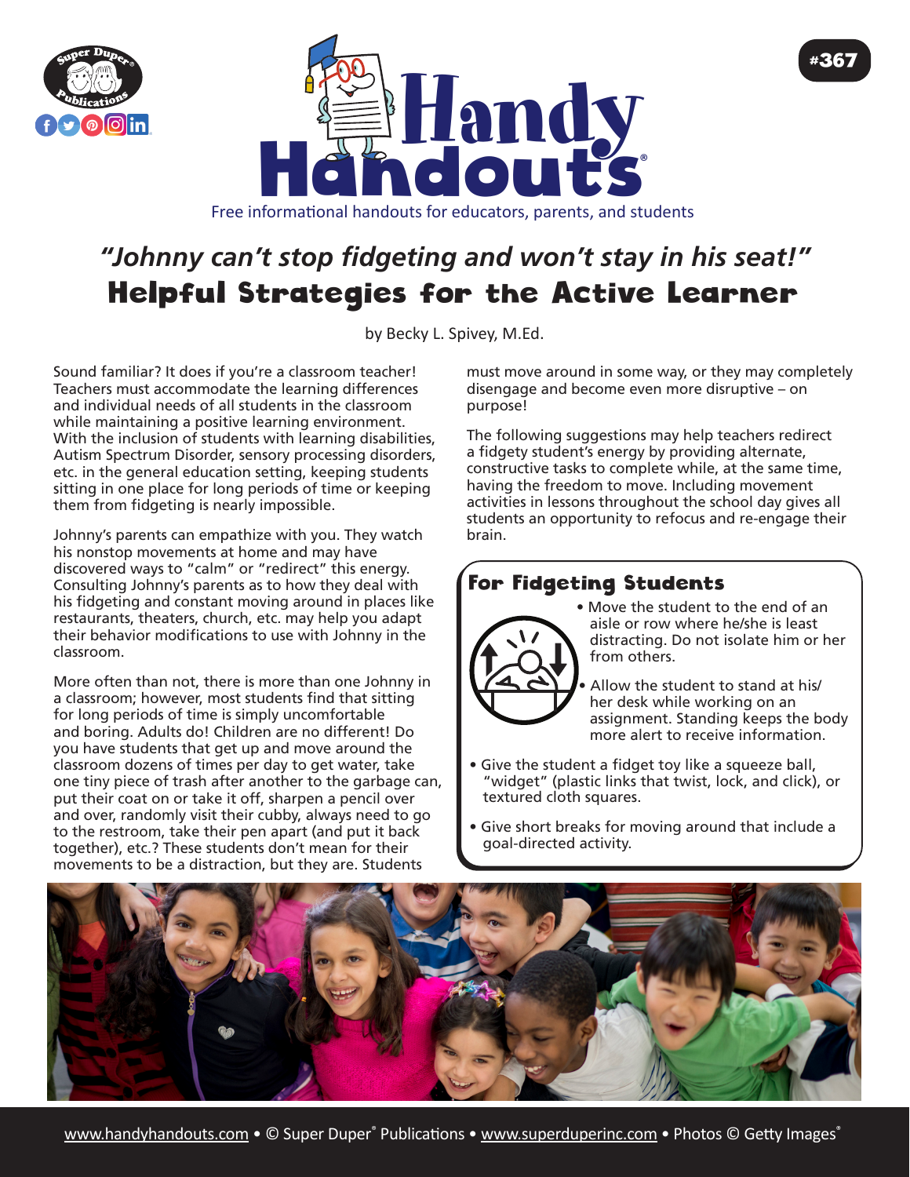# Handy Handouts®

Free informational handouts for educators, parents, and students

#367

## *"Johnny can't stop fidgeting and won't stay in his seat!"*
## Helpful Strategies for the Active Learner

by Becky L. Spivey, M.Ed.

Sound familiar? It does if you're a classroom teacher! Teachers must accommodate the learning differences and individual needs of all students in the classroom while maintaining a positive learning environment. With the inclusion of students with learning disabilities, Autism Spectrum Disorder, sensory processing disorders, etc. in the general education setting, keeping students sitting in one place for long periods of time or keeping them from fidgeting is nearly impossible.

Johnny's parents can empathize with you. They watch his nonstop movements at home and may have discovered ways to "calm" or "redirect" this energy. Consulting Johnny's parents as to how they deal with his fidgeting and constant moving around in places like restaurants, theaters, church, etc. may help you adapt their behavior modifications to use with Johnny in the classroom.

More often than not, there is more than one Johnny in a classroom; however, most students find that sitting for long periods of time is simply uncomfortable and boring. Adults do! Children are no different! Do you have students that get up and move around the classroom dozens of times per day to get water, take one tiny piece of trash after another to the garbage can, put their coat on or take it off, sharpen a pencil over and over, randomly visit their cubby, always need to go to the restroom, take their pen apart (and put it back together), etc.? These students don't mean for their movements to be a distraction, but they are. Students must move around in some way, or they may completely disengage and become even more disruptive – on purpose!

The following suggestions may help teachers redirect a fidgety student's energy by providing alternate, constructive tasks to complete while, at the same time, having the freedom to move. Including movement activities in lessons throughout the school day gives all students an opportunity to refocus and re-engage their brain.

### For Fidgeting Students

- Move the student to the end of an aisle or row where he/she is least distracting. Do not isolate him or her from others.
- Allow the student to stand at his/her desk while working on an assignment. Standing keeps the body more alert to receive information.
- Give the student a fidget toy like a squeeze ball, "widget" (plastic links that twist, lock, and click), or textured cloth squares.
- Give short breaks for moving around that include a goal-directed activity.

www.handyhandouts.com • © Super Duper® Publications • www.superduperinc.com • Photos © Getty Images®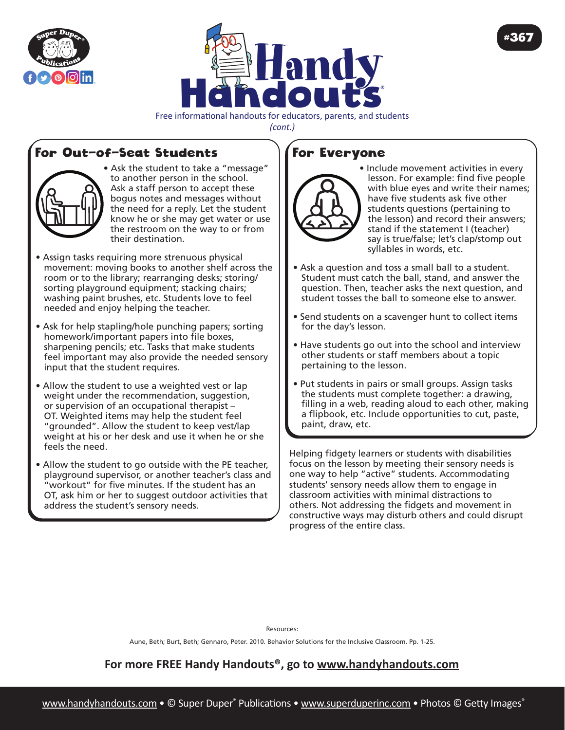# Handy Handouts®

Free informational handouts for educators, parents, and students

*(cont.)*

## For Out-of-Seat Students

- Ask the student to take a "message" to another person in the school. Ask a staff person to accept these bogus notes and messages without the need for a reply. Let the student know he or she may get water or use the restroom on the way to or from their destination.
- Assign tasks requiring more strenuous physical movement: moving books to another shelf across the room or to the library; rearranging desks; storing/sorting playground equipment; stacking chairs; washing paint brushes, etc. Students love to feel needed and enjoy helping the teacher.
- Ask for help stapling/hole punching papers; sorting homework/important papers into file boxes, sharpening pencils; etc. Tasks that make students feel important may also provide the needed sensory input that the student requires.
- Allow the student to use a weighted vest or lap weight under the recommendation, suggestion, or supervision of an occupational therapist – OT. Weighted items may help the student feel "grounded". Allow the student to keep vest/lap weight at his or her desk and use it when he or she feels the need.
- Allow the student to go outside with the PE teacher, playground supervisor, or another teacher's class and "workout" for five minutes. If the student has an OT, ask him or her to suggest outdoor activities that address the student's sensory needs.

## For Everyone

- Include movement activities in every lesson. For example: find five people with blue eyes and write their names; have five students ask five other students questions (pertaining to the lesson) and record their answers; stand if the statement I (teacher) say is true/false; let's clap/stomp out syllables in words, etc.
- Ask a question and toss a small ball to a student. Student must catch the ball, stand, and answer the question. Then, teacher asks the next question, and student tosses the ball to someone else to answer.
- Send students on a scavenger hunt to collect items for the day's lesson.
- Have students go out into the school and interview other students or staff members about a topic pertaining to the lesson.
- Put students in pairs or small groups. Assign tasks the students must complete together: a drawing, filling in a web, reading aloud to each other, making a flipbook, etc. Include opportunities to cut, paste, paint, draw, etc.

Helping fidgety learners or students with disabilities focus on the lesson by meeting their sensory needs is one way to help "active" students. Accommodating students' sensory needs allow them to engage in classroom activities with minimal distractions to others. Not addressing the fidgets and movement in constructive ways may disturb others and could disrupt progress of the entire class.

Resources:

Aune, Beth; Burt, Beth; Gennaro, Peter. 2010. Behavior Solutions for the Inclusive Classroom. Pp. 1-25.

**For more FREE Handy Handouts®, go to www.handyhandouts.com**